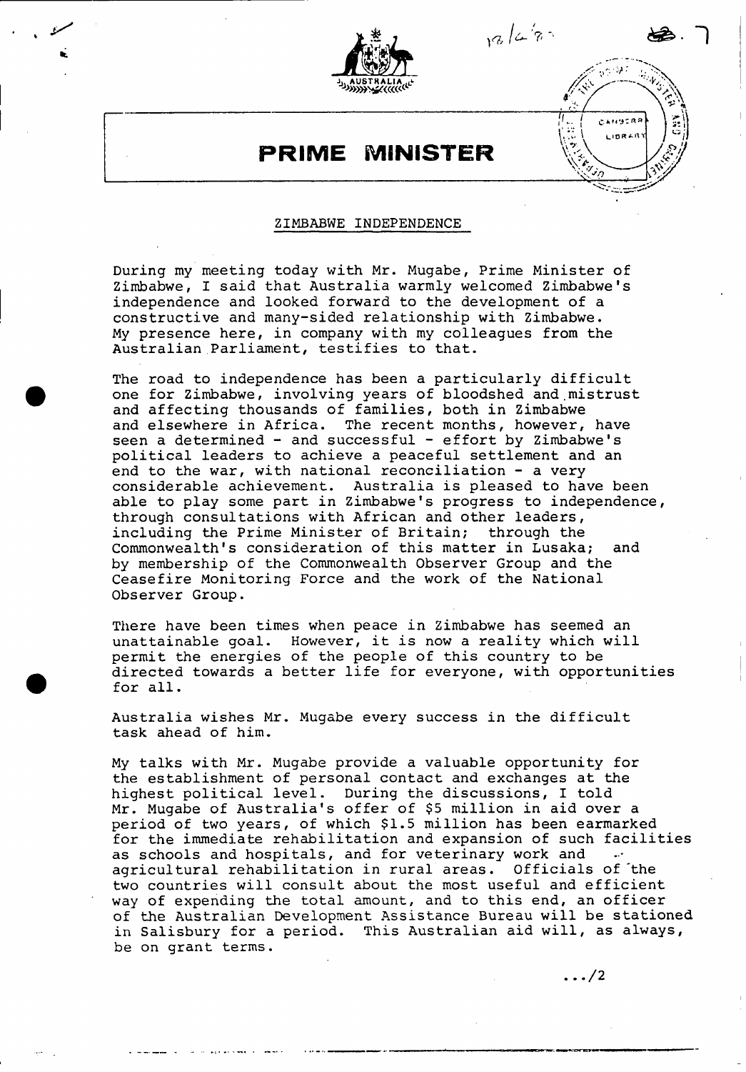# PRIME MINISTER

## ZIMBABWE INDEPENDENCE

During my meeting today with Mr. Mugabe, Prime Minister of Zimbabwe, I said that Australia warmly welcomed Zimbabwe's independence and looked forward to the development of a constructive and many-sided relationship with Zimbabwe. My presence here, in company with my colleagues from the Australian Parliament, testifies to that.

The road to independence has been a particularly difficult one for Zimbabwe, involving years of bloodshed and mistrust and affecting thousands of families, both in Zimbabwe and elsewhere in Africa. The recent months, however, have seen a determined - and successful - effort by Zimbabwe's political leaders to achieve a peaceful settlement and an end to the war, with national reconciliation - a very considerable achievement. Australia is pleased to have been able to play some part in Zimbabwe's progress to independence, through consultations with African and other leaders, including the Prime Minister of Britain; through the Commonwealth's consideration of this matter in Lusaka; and by membership of the Commonwealth Observer Group and the Ceasefire Monitoring Force and the work of the National Observer Group.

There have been times when peace in Zimbabwe has seemed an unattainable goal. However, it is now a reality which will permit the energies of the people of this country to be directed towards a better life for everyone, with opportunities for all.

Australia wishes Mr. Mugabe every success in the difficult task ahead of him.

My talks with Mr. Mugabe provide a valuable opportunity for the establishment of personal contact and exchanges at the highest political level. During the discussions, I told Mr. Mugabe of Australia's offer of $5 million in aid over a period of two years, of which $1.5 million has been earmarked for the immediate rehabilitation and expansion of such facilities as schools and hospitals, and for veterinary work and agricultural rehabilitation in rural areas. Officials of the two countries will consult about the most useful and efficient way of expending the total amount, and to this end, an officer of the Australian Development Assistance Bureau will be stationed in Salisbury for a period. This Australian aid will, as always, be on grant terms.

.../2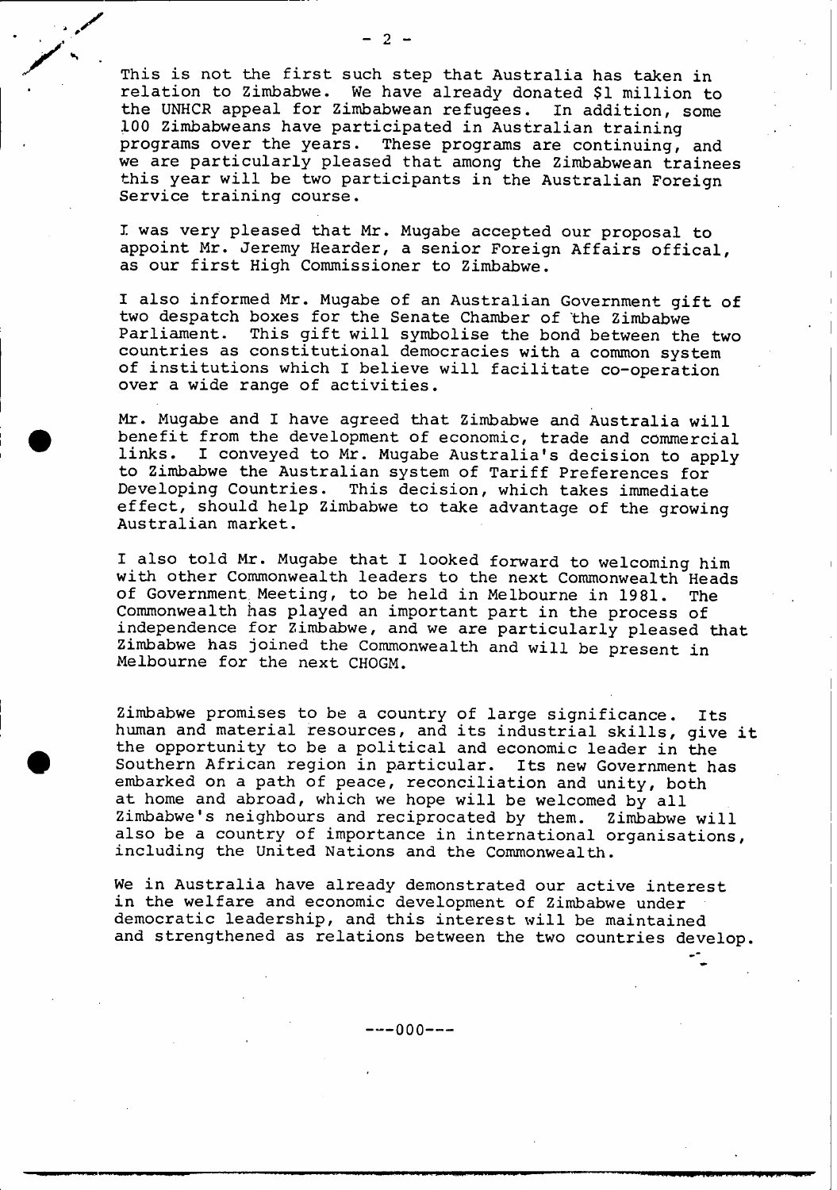This is not the first such step that Australia has taken in relation to Zimbabwe. We have already donated $1 million to the UNHCR appeal for Zimbabwean refugees. In addition, some 100 Zimbabweans have participated in Australian training programs over the years. These programs are continuing, and we are particularly pleased that among the Zimbabwean trainees this year will be two participants in the Australian Foreign Service training course.

I was very pleased that Mr. Mugabe accepted our proposal to appoint Mr. Jeremy Hearder, a senior Foreign Affairs offical, as our first High Commissioner to Zimbabwe.

I also informed Mr. Mugabe of an Australian Government gift of two despatch boxes for the Senate Chamber of the Zimbabwe Parliament. This gift will symbolise the bond between the two countries as constitutional democracies with a common system of institutions which I believe will facilitate co-operation over a wide range of activities.

Mr. Mugabe and I have agreed that Zimbabwe and Australia will benefit from the development of economic, trade and commercial links. I conveyed to Mr. Mugabe Australia's decision to apply to Zimbabwe the Australian system of Tariff Preferences for Developing Countries. This decision, which takes immediate effect, should help Zimbabwe to take advantage of the growing Australian market.

I also told Mr. Mugabe that I looked forward to welcoming him with other Commonwealth leaders to the next Commonwealth Heads of Government Meeting, to be held in Melbourne in 1981. The Commonwealth has played an important part in the process of independence for Zimbabwe, and we are particularly pleased that Zimbabwe has joined the Commonwealth and will be present in Melbourne for the next CHOGM.

Zimbabwe promises to be a country of large significance. Its human and material resources, and its industrial skills, give it the opportunity to be a political and economic leader in the Southern African region in particular. Its new Government has embarked on a path of peace, reconciliation and unity, both at home and abroad, which we hope will be welcomed by all Zimbabwe's neighbours and reciprocated by them. Zimbabwe will also be a country of importance in international organisations, including the United Nations and the Commonwealth.

We in Australia have already demonstrated our active interest in the welfare and economic development of Zimbabwe under democratic leadership, and this interest will be maintained and strengthened as relations between the two countries develop.

---000---